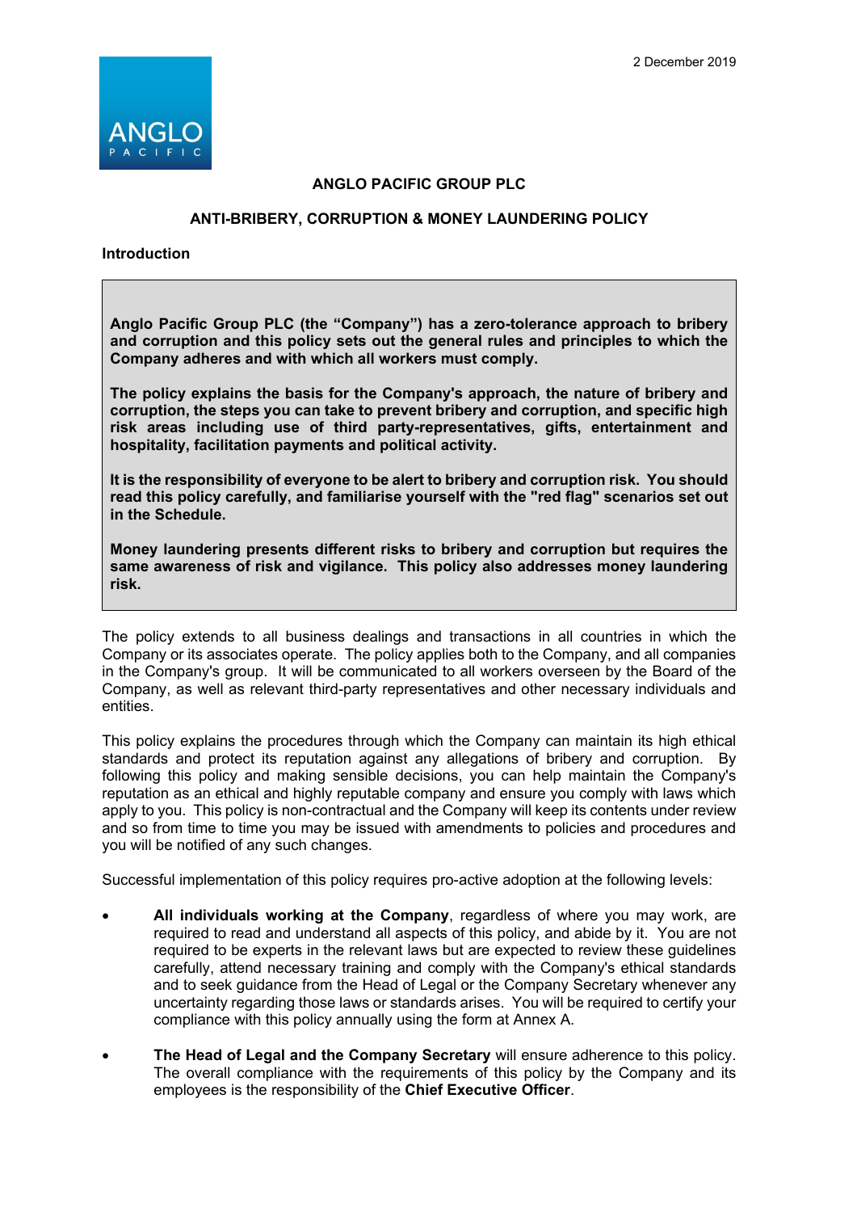2 December 2019

# ANGLO PACIFIC GROUP PLC

## ANTI-BRIBERY, CORRUPTION & MONEY LAUNDERING POLICY

**Introduction**

**Anglo Pacific Group PLC (the "Company") has a zero-tolerance approach to bribery and corruption and this policy sets out the general rules and principles to which the Company adheres and with which all workers must comply.**

**The policy explains the basis for the Company's approach, the nature of bribery and corruption, the steps you can take to prevent bribery and corruption, and specific high risk areas including use of third party-representatives, gifts, entertainment and hospitality, facilitation payments and political activity.**

**It is the responsibility of everyone to be alert to bribery and corruption risk. You should read this policy carefully, and familiarise yourself with the "red flag" scenarios set out in the Schedule.**

**Money laundering presents different risks to bribery and corruption but requires the same awareness of risk and vigilance. This policy also addresses money laundering risk.**

The policy extends to all business dealings and transactions in all countries in which the Company or its associates operate. The policy applies both to the Company, and all companies in the Company's group. It will be communicated to all workers overseen by the Board of the Company, as well as relevant third-party representatives and other necessary individuals and entities.

This policy explains the procedures through which the Company can maintain its high ethical standards and protect its reputation against any allegations of bribery and corruption. By following this policy and making sensible decisions, you can help maintain the Company's reputation as an ethical and highly reputable company and ensure you comply with laws which apply to you. This policy is non-contractual and the Company will keep its contents under review and so from time to time you may be issued with amendments to policies and procedures and you will be notified of any such changes.

Successful implementation of this policy requires pro-active adoption at the following levels:

- **All individuals working at the Company**, regardless of where you may work, are required to read and understand all aspects of this policy, and abide by it. You are not required to be experts in the relevant laws but are expected to review these guidelines carefully, attend necessary training and comply with the Company's ethical standards and to seek guidance from the Head of Legal or the Company Secretary whenever any uncertainty regarding those laws or standards arises. You will be required to certify your compliance with this policy annually using the form at Annex A.

- **The Head of Legal and the Company Secretary** will ensure adherence to this policy. The overall compliance with the requirements of this policy by the Company and its employees is the responsibility of the **Chief Executive Officer**.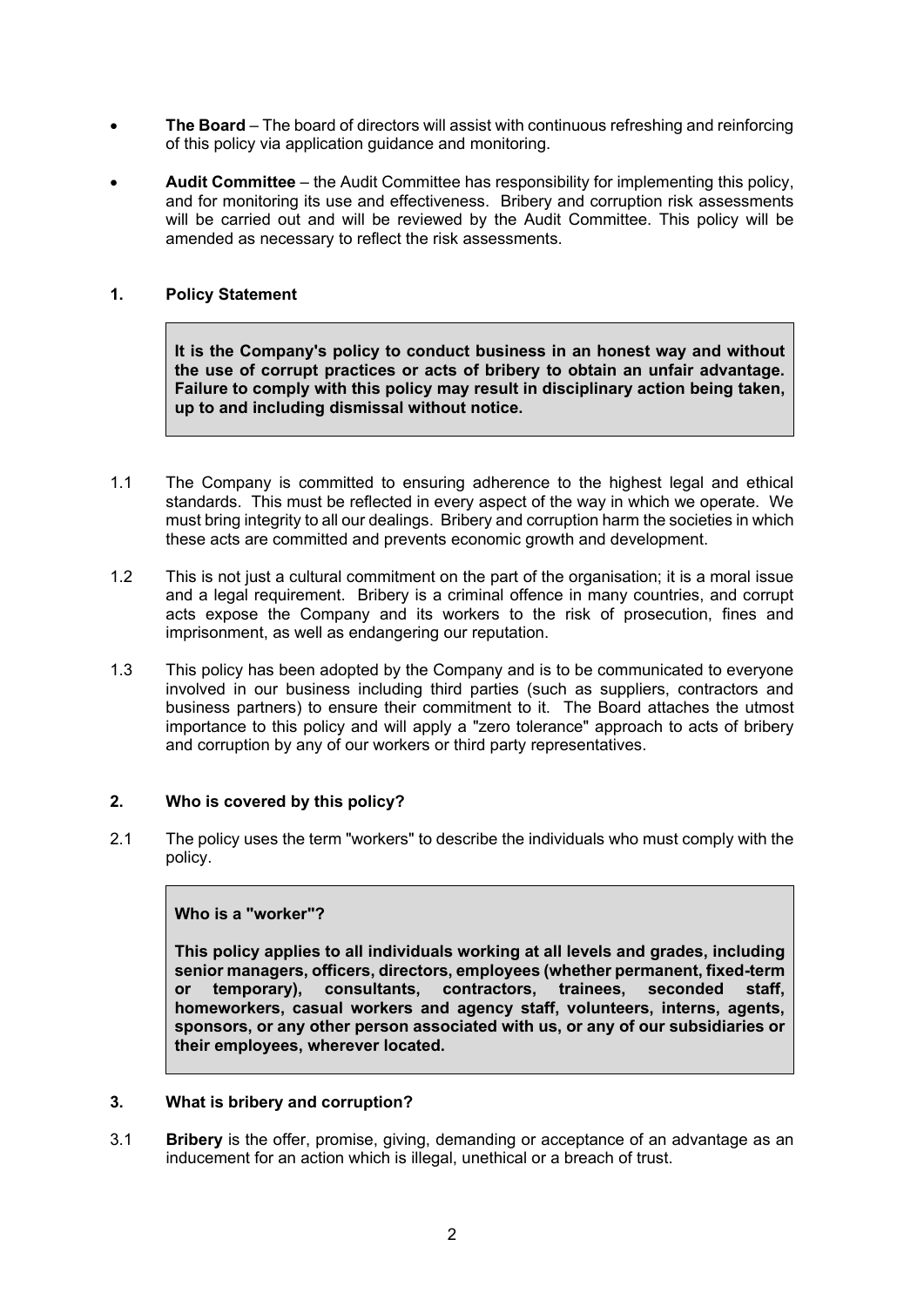- **The Board** – The board of directors will assist with continuous refreshing and reinforcing of this policy via application guidance and monitoring.
- **Audit Committee** – the Audit Committee has responsibility for implementing this policy, and for monitoring its use and effectiveness. Bribery and corruption risk assessments will be carried out and will be reviewed by the Audit Committee. This policy will be amended as necessary to reflect the risk assessments.

## 1. Policy Statement

> **It is the Company's policy to conduct business in an honest way and without the use of corrupt practices or acts of bribery to obtain an unfair advantage. Failure to comply with this policy may result in disciplinary action being taken, up to and including dismissal without notice.**

1.1 The Company is committed to ensuring adherence to the highest legal and ethical standards. This must be reflected in every aspect of the way in which we operate. We must bring integrity to all our dealings. Bribery and corruption harm the societies in which these acts are committed and prevents economic growth and development.

1.2 This is not just a cultural commitment on the part of the organisation; it is a moral issue and a legal requirement. Bribery is a criminal offence in many countries, and corrupt acts expose the Company and its workers to the risk of prosecution, fines and imprisonment, as well as endangering our reputation.

1.3 This policy has been adopted by the Company and is to be communicated to everyone involved in our business including third parties (such as suppliers, contractors and business partners) to ensure their commitment to it. The Board attaches the utmost importance to this policy and will apply a "zero tolerance" approach to acts of bribery and corruption by any of our workers or third party representatives.

## 2. Who is covered by this policy?

2.1 The policy uses the term "workers" to describe the individuals who must comply with the policy.

> **Who is a "worker"?**
>
> **This policy applies to all individuals working at all levels and grades, including senior managers, officers, directors, employees (whether permanent, fixed-term or temporary), consultants, contractors, trainees, seconded staff, homeworkers, casual workers and agency staff, volunteers, interns, agents, sponsors, or any other person associated with us, or any of our subsidiaries or their employees, wherever located.**

## 3. What is bribery and corruption?

3.1 **Bribery** is the offer, promise, giving, demanding or acceptance of an advantage as an inducement for an action which is illegal, unethical or a breach of trust.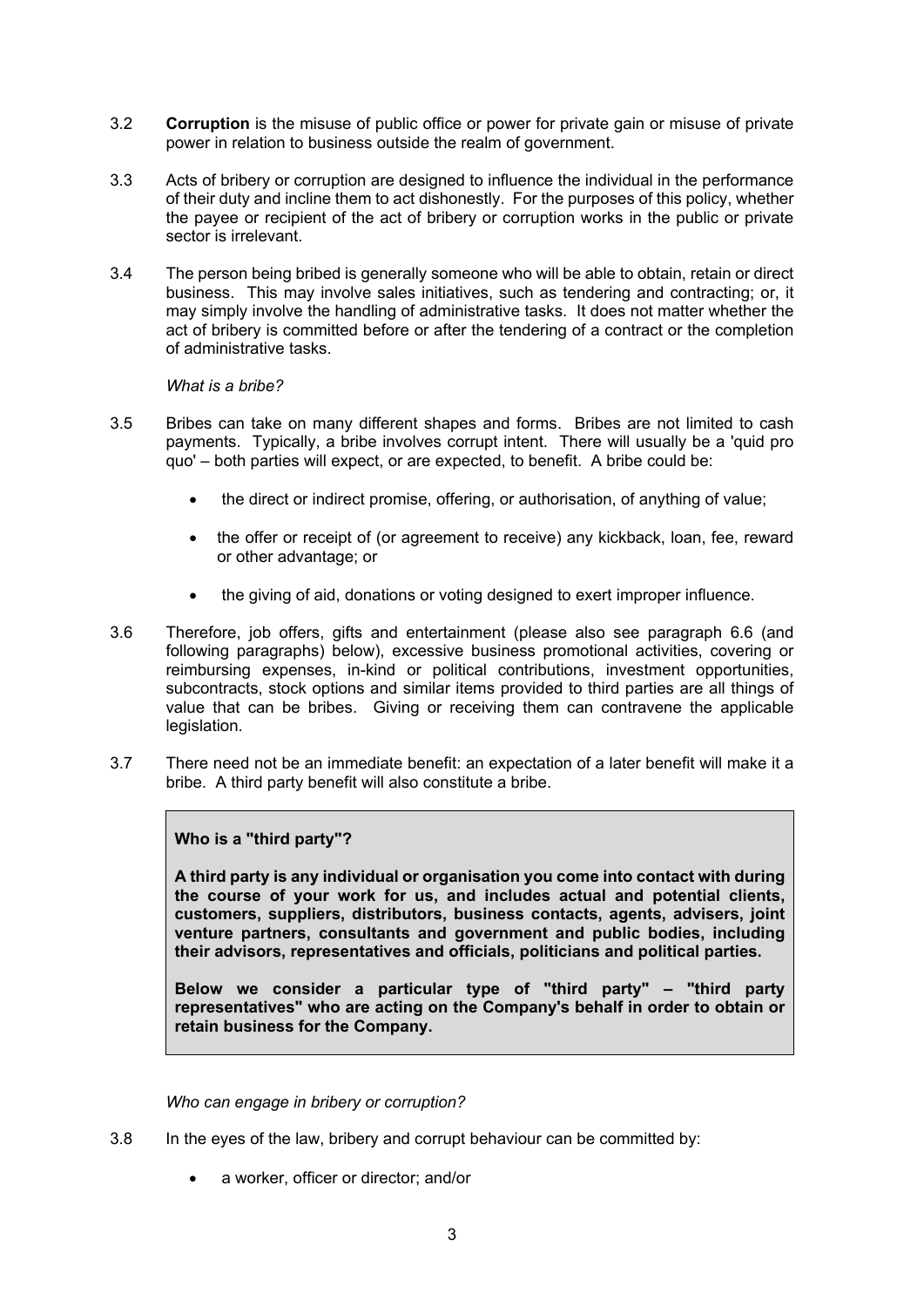3.2 **Corruption** is the misuse of public office or power for private gain or misuse of private power in relation to business outside the realm of government.

3.3 Acts of bribery or corruption are designed to influence the individual in the performance of their duty and incline them to act dishonestly. For the purposes of this policy, whether the payee or recipient of the act of bribery or corruption works in the public or private sector is irrelevant.

3.4 The person being bribed is generally someone who will be able to obtain, retain or direct business. This may involve sales initiatives, such as tendering and contracting; or, it may simply involve the handling of administrative tasks. It does not matter whether the act of bribery is committed before or after the tendering of a contract or the completion of administrative tasks.

*What is a bribe?*

3.5 Bribes can take on many different shapes and forms. Bribes are not limited to cash payments. Typically, a bribe involves corrupt intent. There will usually be a 'quid pro quo' – both parties will expect, or are expected, to benefit. A bribe could be:

- the direct or indirect promise, offering, or authorisation, of anything of value;
- the offer or receipt of (or agreement to receive) any kickback, loan, fee, reward or other advantage; or
- the giving of aid, donations or voting designed to exert improper influence.

3.6 Therefore, job offers, gifts and entertainment (please also see paragraph 6.6 (and following paragraphs) below), excessive business promotional activities, covering or reimbursing expenses, in-kind or political contributions, investment opportunities, subcontracts, stock options and similar items provided to third parties are all things of value that can be bribes. Giving or receiving them can contravene the applicable legislation.

3.7 There need not be an immediate benefit: an expectation of a later benefit will make it a bribe. A third party benefit will also constitute a bribe.

> **Who is a "third party"?**
>
> **A third party is any individual or organisation you come into contact with during the course of your work for us, and includes actual and potential clients, customers, suppliers, distributors, business contacts, agents, advisers, joint venture partners, consultants and government and public bodies, including their advisors, representatives and officials, politicians and political parties.**
>
> **Below we consider a particular type of "third party" – "third party representatives" who are acting on the Company's behalf in order to obtain or retain business for the Company.**

*Who can engage in bribery or corruption?*

3.8 In the eyes of the law, bribery and corrupt behaviour can be committed by:

- a worker, officer or director; and/or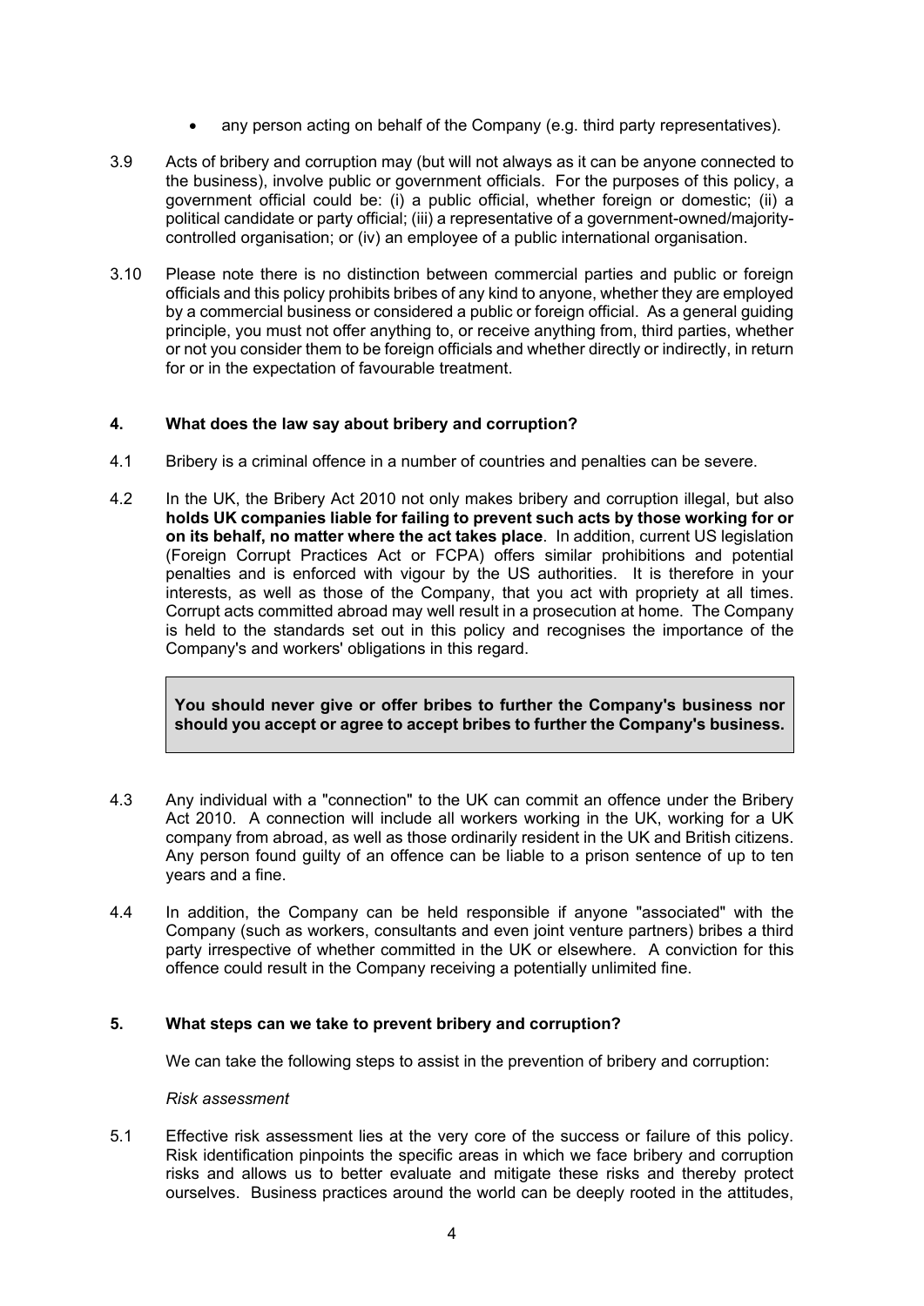- any person acting on behalf of the Company (e.g. third party representatives).

3.9 Acts of bribery and corruption may (but will not always as it can be anyone connected to the business), involve public or government officials. For the purposes of this policy, a government official could be: (i) a public official, whether foreign or domestic; (ii) a political candidate or party official; (iii) a representative of a government-owned/majority-controlled organisation; or (iv) an employee of a public international organisation.

3.10 Please note there is no distinction between commercial parties and public or foreign officials and this policy prohibits bribes of any kind to anyone, whether they are employed by a commercial business or considered a public or foreign official. As a general guiding principle, you must not offer anything to, or receive anything from, third parties, whether or not you consider them to be foreign officials and whether directly or indirectly, in return for or in the expectation of favourable treatment.

## 4. What does the law say about bribery and corruption?

4.1 Bribery is a criminal offence in a number of countries and penalties can be severe.

4.2 In the UK, the Bribery Act 2010 not only makes bribery and corruption illegal, but also **holds UK companies liable for failing to prevent such acts by those working for or on its behalf, no matter where the act takes place**. In addition, current US legislation (Foreign Corrupt Practices Act or FCPA) offers similar prohibitions and potential penalties and is enforced with vigour by the US authorities. It is therefore in your interests, as well as those of the Company, that you act with propriety at all times. Corrupt acts committed abroad may well result in a prosecution at home. The Company is held to the standards set out in this policy and recognises the importance of the Company's and workers' obligations in this regard.

> **You should never give or offer bribes to further the Company's business nor should you accept or agree to accept bribes to further the Company's business.**

4.3 Any individual with a "connection" to the UK can commit an offence under the Bribery Act 2010. A connection will include all workers working in the UK, working for a UK company from abroad, as well as those ordinarily resident in the UK and British citizens. Any person found guilty of an offence can be liable to a prison sentence of up to ten years and a fine.

4.4 In addition, the Company can be held responsible if anyone "associated" with the Company (such as workers, consultants and even joint venture partners) bribes a third party irrespective of whether committed in the UK or elsewhere. A conviction for this offence could result in the Company receiving a potentially unlimited fine.

## 5. What steps can we take to prevent bribery and corruption?

We can take the following steps to assist in the prevention of bribery and corruption:

*Risk assessment*

5.1 Effective risk assessment lies at the very core of the success or failure of this policy. Risk identification pinpoints the specific areas in which we face bribery and corruption risks and allows us to better evaluate and mitigate these risks and thereby protect ourselves. Business practices around the world can be deeply rooted in the attitudes,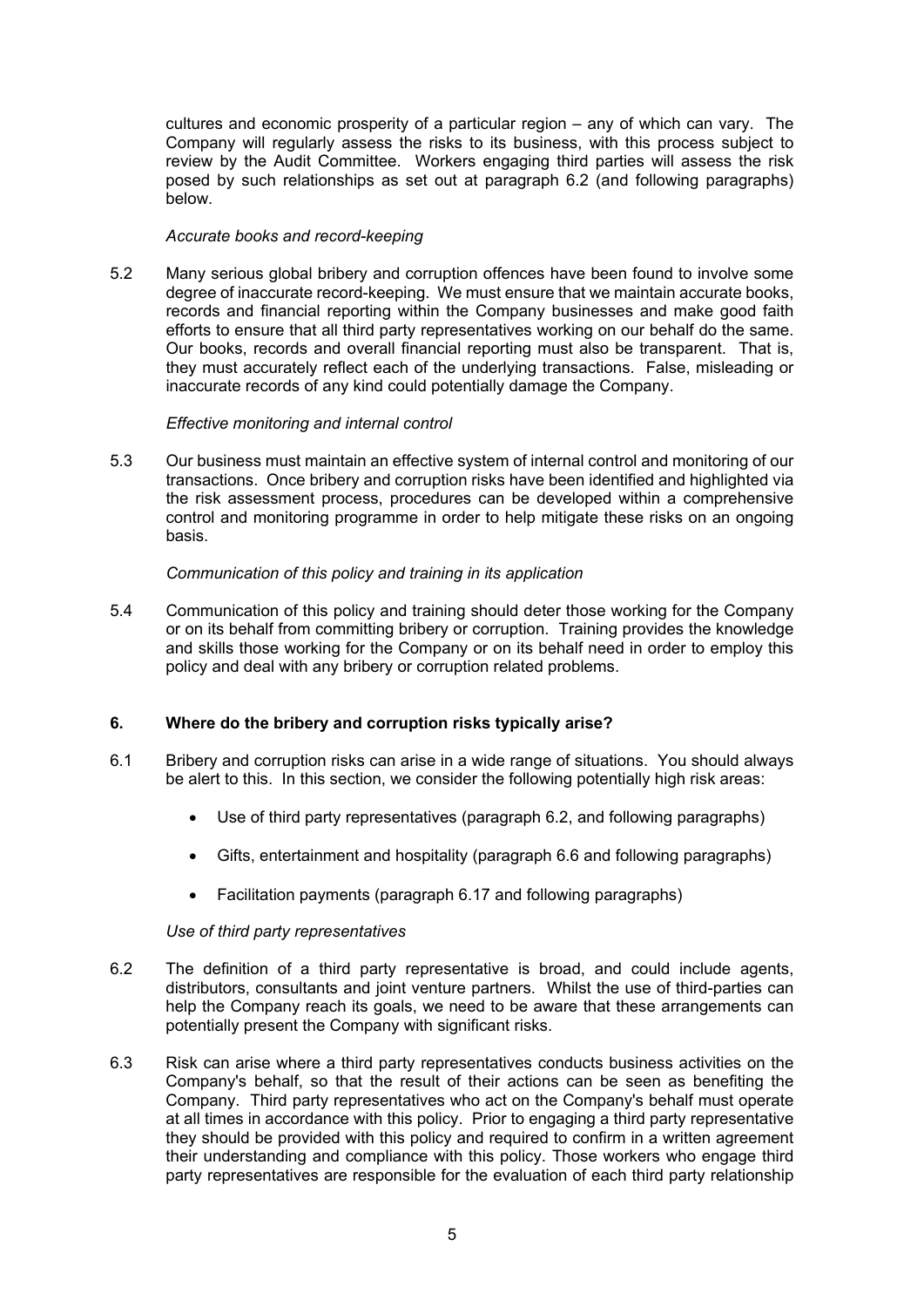cultures and economic prosperity of a particular region – any of which can vary. The Company will regularly assess the risks to its business, with this process subject to review by the Audit Committee. Workers engaging third parties will assess the risk posed by such relationships as set out at paragraph 6.2 (and following paragraphs) below.

*Accurate books and record-keeping*

5.2 Many serious global bribery and corruption offences have been found to involve some degree of inaccurate record-keeping. We must ensure that we maintain accurate books, records and financial reporting within the Company businesses and make good faith efforts to ensure that all third party representatives working on our behalf do the same. Our books, records and overall financial reporting must also be transparent. That is, they must accurately reflect each of the underlying transactions. False, misleading or inaccurate records of any kind could potentially damage the Company.

*Effective monitoring and internal control*

5.3 Our business must maintain an effective system of internal control and monitoring of our transactions. Once bribery and corruption risks have been identified and highlighted via the risk assessment process, procedures can be developed within a comprehensive control and monitoring programme in order to help mitigate these risks on an ongoing basis.

*Communication of this policy and training in its application*

5.4 Communication of this policy and training should deter those working for the Company or on its behalf from committing bribery or corruption. Training provides the knowledge and skills those working for the Company or on its behalf need in order to employ this policy and deal with any bribery or corruption related problems.

## 6. Where do the bribery and corruption risks typically arise?

6.1 Bribery and corruption risks can arise in a wide range of situations. You should always be alert to this. In this section, we consider the following potentially high risk areas:

- Use of third party representatives (paragraph 6.2, and following paragraphs)
- Gifts, entertainment and hospitality (paragraph 6.6 and following paragraphs)
- Facilitation payments (paragraph 6.17 and following paragraphs)

*Use of third party representatives*

6.2 The definition of a third party representative is broad, and could include agents, distributors, consultants and joint venture partners. Whilst the use of third-parties can help the Company reach its goals, we need to be aware that these arrangements can potentially present the Company with significant risks.

6.3 Risk can arise where a third party representatives conducts business activities on the Company's behalf, so that the result of their actions can be seen as benefiting the Company. Third party representatives who act on the Company's behalf must operate at all times in accordance with this policy. Prior to engaging a third party representative they should be provided with this policy and required to confirm in a written agreement their understanding and compliance with this policy. Those workers who engage third party representatives are responsible for the evaluation of each third party relationship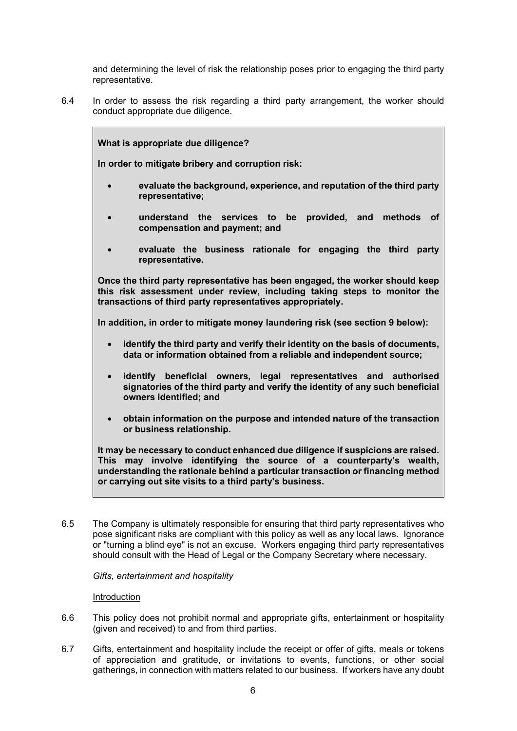and determining the level of risk the relationship poses prior to engaging the third party representative.

6.4 In order to assess the risk regarding a third party arrangement, the worker should conduct appropriate due diligence.

> **What is appropriate due diligence?**
>
> **In order to mitigate bribery and corruption risk:**
>
> - **evaluate the background, experience, and reputation of the third party representative;**
> - **understand the services to be provided, and methods of compensation and payment; and**
> - **evaluate the business rationale for engaging the third party representative.**
>
> **Once the third party representative has been engaged, the worker should keep this risk assessment under review, including taking steps to monitor the transactions of third party representatives appropriately.**
>
> **In addition, in order to mitigate money laundering risk (see section 9 below):**
>
> - **identify the third party and verify their identity on the basis of documents, data or information obtained from a reliable and independent source;**
> - **identify beneficial owners, legal representatives and authorised signatories of the third party and verify the identity of any such beneficial owners identified; and**
> - **obtain information on the purpose and intended nature of the transaction or business relationship.**
>
> **It may be necessary to conduct enhanced due diligence if suspicions are raised. This may involve identifying the source of a counterparty's wealth, understanding the rationale behind a particular transaction or financing method or carrying out site visits to a third party's business.**

6.5 The Company is ultimately responsible for ensuring that third party representatives who pose significant risks are compliant with this policy as well as any local laws. Ignorance or "turning a blind eye" is not an excuse. Workers engaging third party representatives should consult with the Head of Legal or the Company Secretary where necessary.

*Gifts, entertainment and hospitality*

<u>Introduction</u>

6.6 This policy does not prohibit normal and appropriate gifts, entertainment or hospitality (given and received) to and from third parties.

6.7 Gifts, entertainment and hospitality include the receipt or offer of gifts, meals or tokens of appreciation and gratitude, or invitations to events, functions, or other social gatherings, in connection with matters related to our business. If workers have any doubt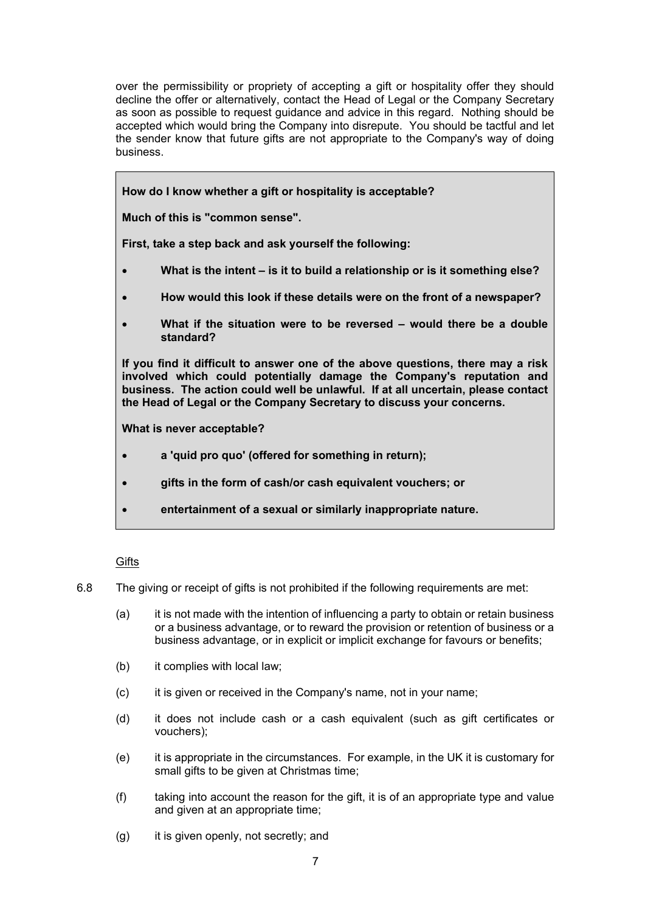over the permissibility or propriety of accepting a gift or hospitality offer they should decline the offer or alternatively, contact the Head of Legal or the Company Secretary as soon as possible to request guidance and advice in this regard. Nothing should be accepted which would bring the Company into disrepute. You should be tactful and let the sender know that future gifts are not appropriate to the Company's way of doing business.

> **How do I know whether a gift or hospitality is acceptable?**
>
> **Much of this is "common sense".**
>
> **First, take a step back and ask yourself the following:**
>
> - **What is the intent – is it to build a relationship or is it something else?**
> - **How would this look if these details were on the front of a newspaper?**
> - **What if the situation were to be reversed – would there be a double standard?**
>
> **If you find it difficult to answer one of the above questions, there may a risk involved which could potentially damage the Company's reputation and business. The action could well be unlawful. If at all uncertain, please contact the Head of Legal or the Company Secretary to discuss your concerns.**
>
> **What is never acceptable?**
>
> - **a 'quid pro quo' (offered for something in return);**
> - **gifts in the form of cash/or cash equivalent vouchers; or**
> - **entertainment of a sexual or similarly inappropriate nature.**

Gifts

6.8 The giving or receipt of gifts is not prohibited if the following requirements are met:

(a) it is not made with the intention of influencing a party to obtain or retain business or a business advantage, or to reward the provision or retention of business or a business advantage, or in explicit or implicit exchange for favours or benefits;

(b) it complies with local law;

(c) it is given or received in the Company's name, not in your name;

(d) it does not include cash or a cash equivalent (such as gift certificates or vouchers);

(e) it is appropriate in the circumstances. For example, in the UK it is customary for small gifts to be given at Christmas time;

(f) taking into account the reason for the gift, it is of an appropriate type and value and given at an appropriate time;

(g) it is given openly, not secretly; and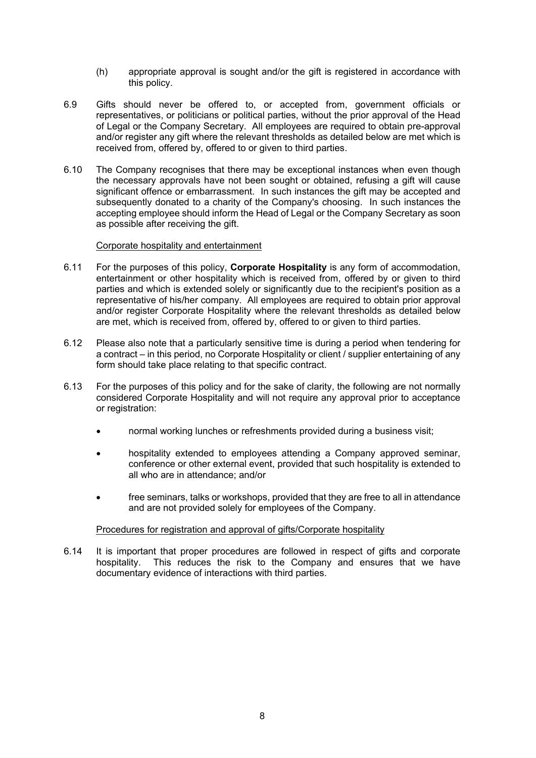(h) appropriate approval is sought and/or the gift is registered in accordance with this policy.

6.9 Gifts should never be offered to, or accepted from, government officials or representatives, or politicians or political parties, without the prior approval of the Head of Legal or the Company Secretary. All employees are required to obtain pre-approval and/or register any gift where the relevant thresholds as detailed below are met which is received from, offered by, offered to or given to third parties.

6.10 The Company recognises that there may be exceptional instances when even though the necessary approvals have not been sought or obtained, refusing a gift will cause significant offence or embarrassment. In such instances the gift may be accepted and subsequently donated to a charity of the Company's choosing. In such instances the accepting employee should inform the Head of Legal or the Company Secretary as soon as possible after receiving the gift.

<u>Corporate hospitality and entertainment</u>

6.11 For the purposes of this policy, **Corporate Hospitality** is any form of accommodation, entertainment or other hospitality which is received from, offered by or given to third parties and which is extended solely or significantly due to the recipient's position as a representative of his/her company. All employees are required to obtain prior approval and/or register Corporate Hospitality where the relevant thresholds as detailed below are met, which is received from, offered by, offered to or given to third parties.

6.12 Please also note that a particularly sensitive time is during a period when tendering for a contract – in this period, no Corporate Hospitality or client / supplier entertaining of any form should take place relating to that specific contract.

6.13 For the purposes of this policy and for the sake of clarity, the following are not normally considered Corporate Hospitality and will not require any approval prior to acceptance or registration:

- normal working lunches or refreshments provided during a business visit;
- hospitality extended to employees attending a Company approved seminar, conference or other external event, provided that such hospitality is extended to all who are in attendance; and/or
- free seminars, talks or workshops, provided that they are free to all in attendance and are not provided solely for employees of the Company.

<u>Procedures for registration and approval of gifts/Corporate hospitality</u>

6.14 It is important that proper procedures are followed in respect of gifts and corporate hospitality. This reduces the risk to the Company and ensures that we have documentary evidence of interactions with third parties.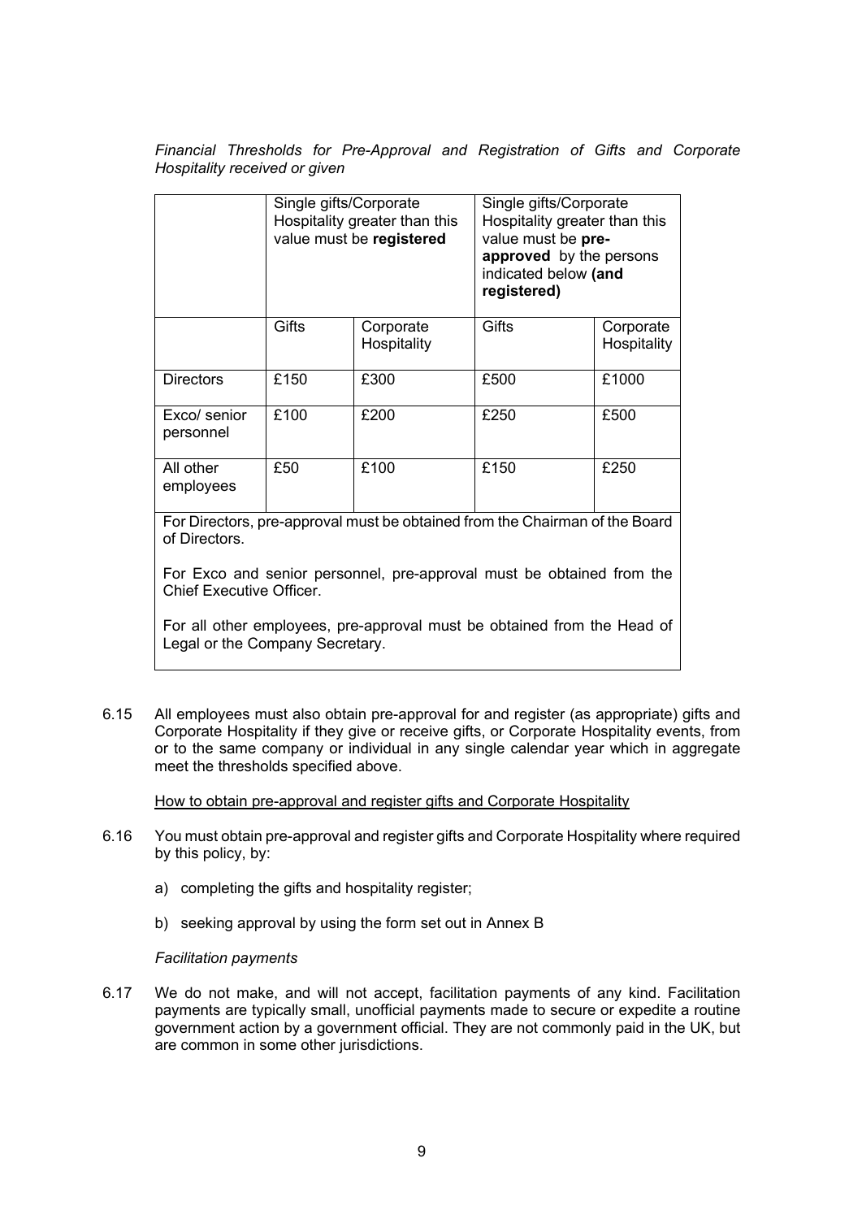*Financial Thresholds for Pre-Approval and Registration of Gifts and Corporate Hospitality received or given*

| | Single gifts/Corporate Hospitality greater than this value must be **registered** | | Single gifts/Corporate Hospitality greater than this value must be **pre-approved** by the persons indicated below **(and registered)** | |
|---|---|---|---|---|
| | Gifts | Corporate Hospitality | Gifts | Corporate Hospitality |
| Directors | £150 | £300 | £500 | £1000 |
| Exco/ senior personnel | £100 | £200 | £250 | £500 |
| All other employees | £50 | £100 | £150 | £250 |

For Directors, pre-approval must be obtained from the Chairman of the Board of Directors.

For Exco and senior personnel, pre-approval must be obtained from the Chief Executive Officer.

For all other employees, pre-approval must be obtained from the Head of Legal or the Company Secretary.

6.15 All employees must also obtain pre-approval for and register (as appropriate) gifts and Corporate Hospitality if they give or receive gifts, or Corporate Hospitality events, from or to the same company or individual in any single calendar year which in aggregate meet the thresholds specified above.

How to obtain pre-approval and register gifts and Corporate Hospitality

6.16 You must obtain pre-approval and register gifts and Corporate Hospitality where required by this policy, by:

a) completing the gifts and hospitality register;

b) seeking approval by using the form set out in Annex B

*Facilitation payments*

6.17 We do not make, and will not accept, facilitation payments of any kind. Facilitation payments are typically small, unofficial payments made to secure or expedite a routine government action by a government official. They are not commonly paid in the UK, but are common in some other jurisdictions.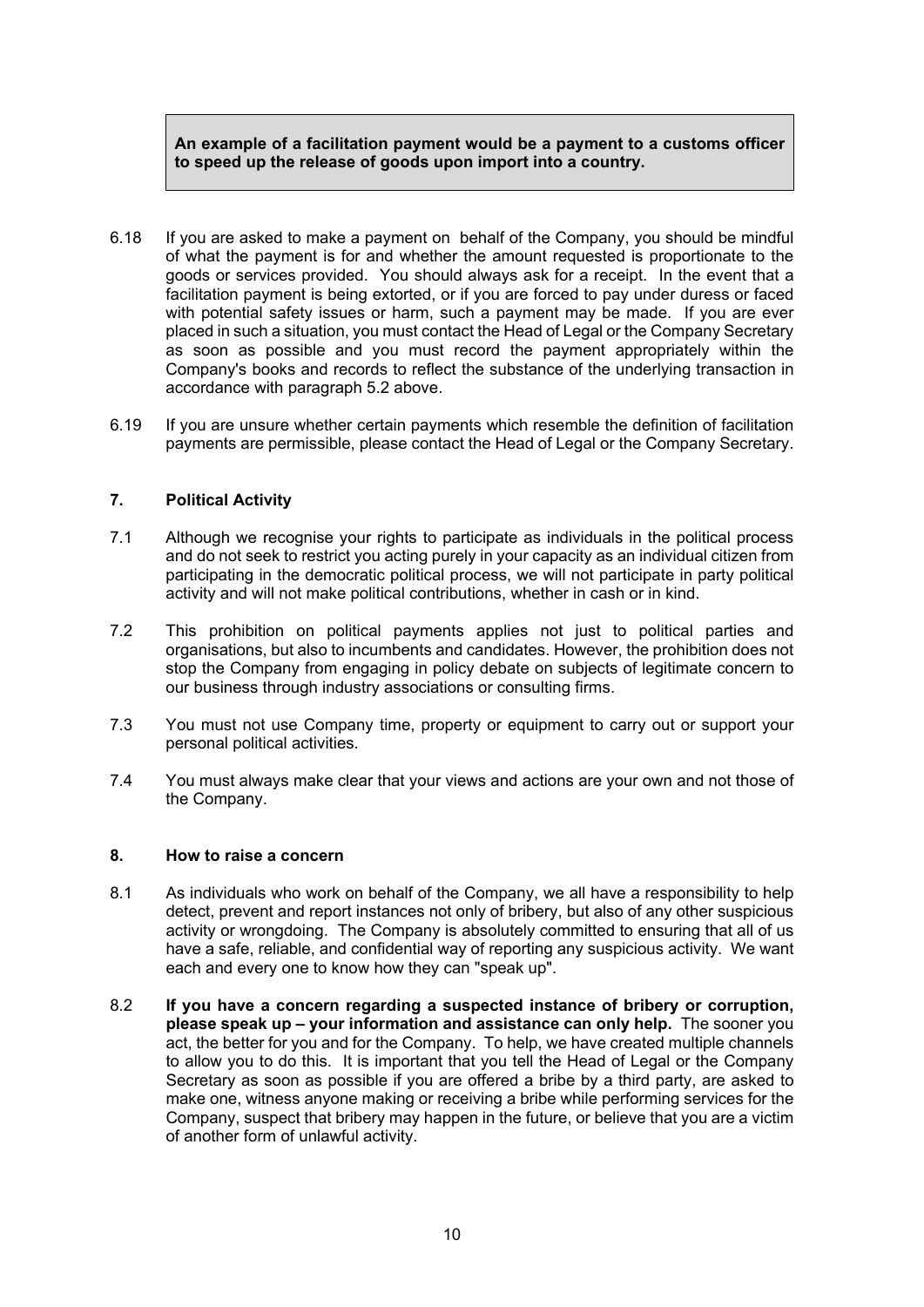**An example of a facilitation payment would be a payment to a customs officer to speed up the release of goods upon import into a country.**

6.18 If you are asked to make a payment on behalf of the Company, you should be mindful of what the payment is for and whether the amount requested is proportionate to the goods or services provided. You should always ask for a receipt. In the event that a facilitation payment is being extorted, or if you are forced to pay under duress or faced with potential safety issues or harm, such a payment may be made. If you are ever placed in such a situation, you must contact the Head of Legal or the Company Secretary as soon as possible and you must record the payment appropriately within the Company's books and records to reflect the substance of the underlying transaction in accordance with paragraph 5.2 above.

6.19 If you are unsure whether certain payments which resemble the definition of facilitation payments are permissible, please contact the Head of Legal or the Company Secretary.

## 7. Political Activity

7.1 Although we recognise your rights to participate as individuals in the political process and do not seek to restrict you acting purely in your capacity as an individual citizen from participating in the democratic political process, we will not participate in party political activity and will not make political contributions, whether in cash or in kind.

7.2 This prohibition on political payments applies not just to political parties and organisations, but also to incumbents and candidates. However, the prohibition does not stop the Company from engaging in policy debate on subjects of legitimate concern to our business through industry associations or consulting firms.

7.3 You must not use Company time, property or equipment to carry out or support your personal political activities.

7.4 You must always make clear that your views and actions are your own and not those of the Company.

## 8. How to raise a concern

8.1 As individuals who work on behalf of the Company, we all have a responsibility to help detect, prevent and report instances not only of bribery, but also of any other suspicious activity or wrongdoing. The Company is absolutely committed to ensuring that all of us have a safe, reliable, and confidential way of reporting any suspicious activity. We want each and every one to know how they can "speak up".

8.2 **If you have a concern regarding a suspected instance of bribery or corruption, please speak up – your information and assistance can only help.** The sooner you act, the better for you and for the Company. To help, we have created multiple channels to allow you to do this. It is important that you tell the Head of Legal or the Company Secretary as soon as possible if you are offered a bribe by a third party, are asked to make one, witness anyone making or receiving a bribe while performing services for the Company, suspect that bribery may happen in the future, or believe that you are a victim of another form of unlawful activity.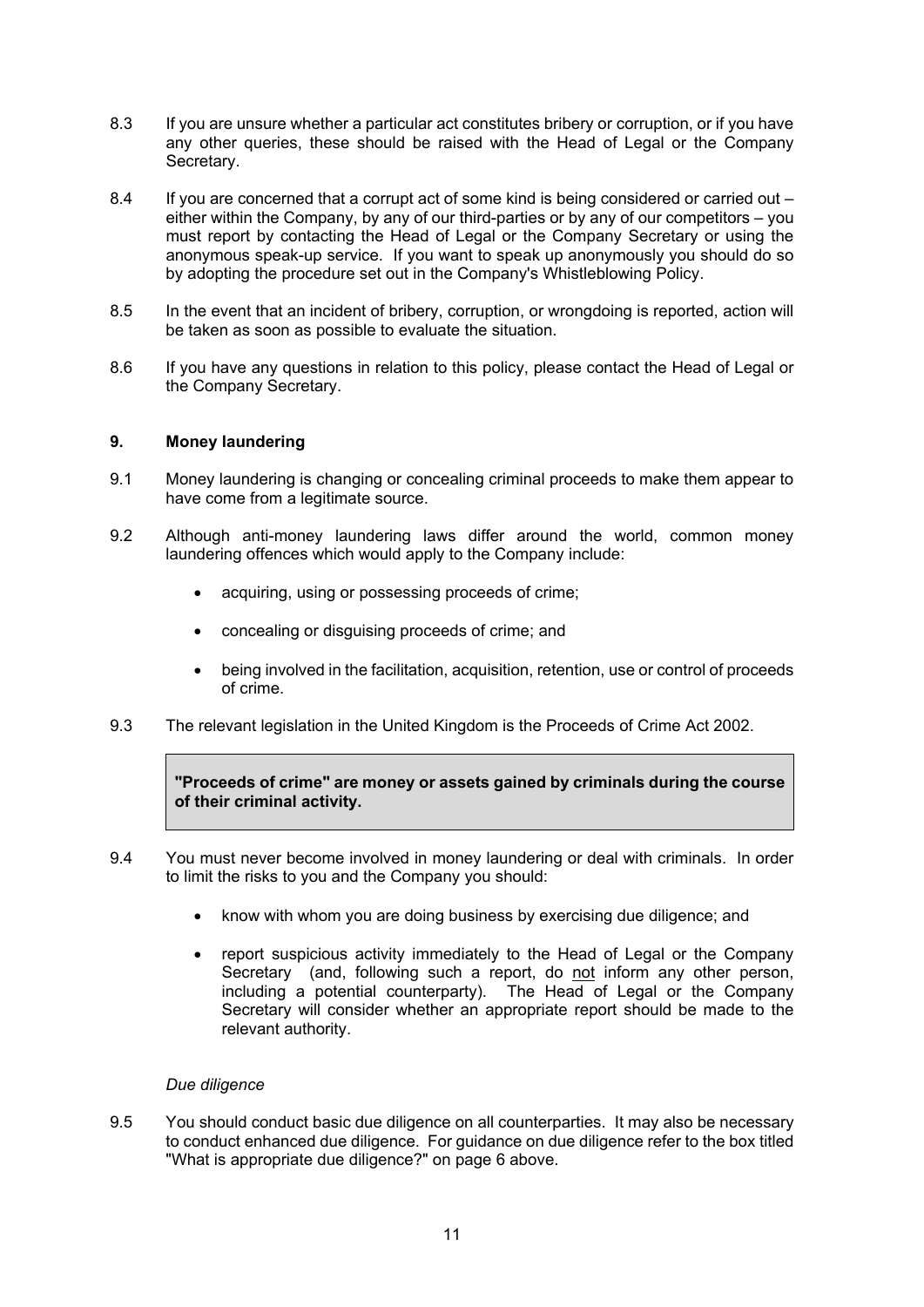8.3 If you are unsure whether a particular act constitutes bribery or corruption, or if you have any other queries, these should be raised with the Head of Legal or the Company Secretary.

8.4 If you are concerned that a corrupt act of some kind is being considered or carried out – either within the Company, by any of our third-parties or by any of our competitors – you must report by contacting the Head of Legal or the Company Secretary or using the anonymous speak-up service. If you want to speak up anonymously you should do so by adopting the procedure set out in the Company's Whistleblowing Policy.

8.5 In the event that an incident of bribery, corruption, or wrongdoing is reported, action will be taken as soon as possible to evaluate the situation.

8.6 If you have any questions in relation to this policy, please contact the Head of Legal or the Company Secretary.

## 9. Money laundering

9.1 Money laundering is changing or concealing criminal proceeds to make them appear to have come from a legitimate source.

9.2 Although anti-money laundering laws differ around the world, common money laundering offences which would apply to the Company include:

- acquiring, using or possessing proceeds of crime;
- concealing or disguising proceeds of crime; and
- being involved in the facilitation, acquisition, retention, use or control of proceeds of crime.

9.3 The relevant legislation in the United Kingdom is the Proceeds of Crime Act 2002.

> **"Proceeds of crime" are money or assets gained by criminals during the course of their criminal activity.**

9.4 You must never become involved in money laundering or deal with criminals. In order to limit the risks to you and the Company you should:

- know with whom you are doing business by exercising due diligence; and
- report suspicious activity immediately to the Head of Legal or the Company Secretary (and, following such a report, do not inform any other person, including a potential counterparty). The Head of Legal or the Company Secretary will consider whether an appropriate report should be made to the relevant authority.

*Due diligence*

9.5 You should conduct basic due diligence on all counterparties. It may also be necessary to conduct enhanced due diligence. For guidance on due diligence refer to the box titled "What is appropriate due diligence?" on page 6 above.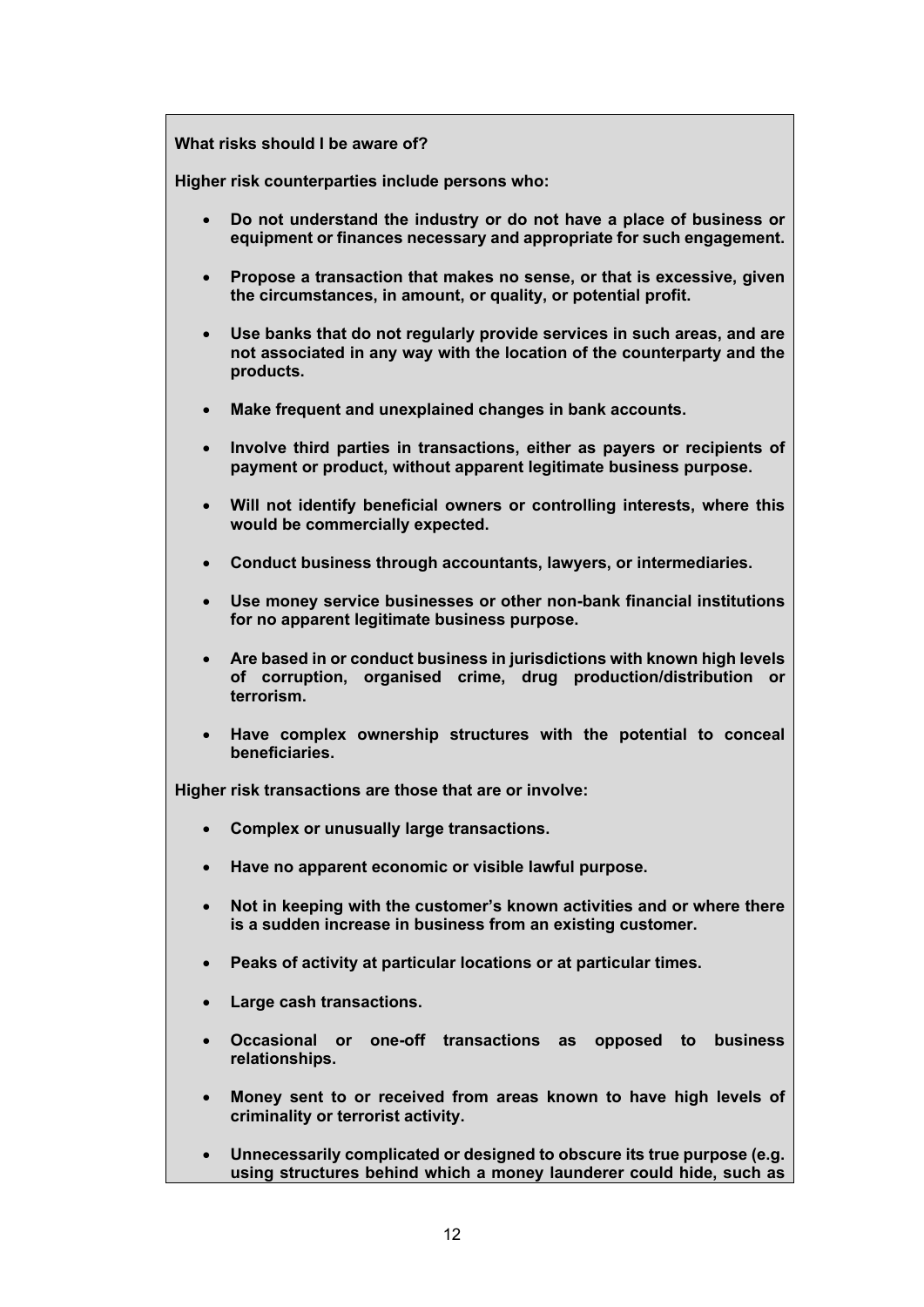**What risks should I be aware of?**

**Higher risk counterparties include persons who:**

- **Do not understand the industry or do not have a place of business or equipment or finances necessary and appropriate for such engagement.**
- **Propose a transaction that makes no sense, or that is excessive, given the circumstances, in amount, or quality, or potential profit.**
- **Use banks that do not regularly provide services in such areas, and are not associated in any way with the location of the counterparty and the products.**
- **Make frequent and unexplained changes in bank accounts.**
- **Involve third parties in transactions, either as payers or recipients of payment or product, without apparent legitimate business purpose.**
- **Will not identify beneficial owners or controlling interests, where this would be commercially expected.**
- **Conduct business through accountants, lawyers, or intermediaries.**
- **Use money service businesses or other non-bank financial institutions for no apparent legitimate business purpose.**
- **Are based in or conduct business in jurisdictions with known high levels of corruption, organised crime, drug production/distribution or terrorism.**
- **Have complex ownership structures with the potential to conceal beneficiaries.**

**Higher risk transactions are those that are or involve:**

- **Complex or unusually large transactions.**
- **Have no apparent economic or visible lawful purpose.**
- **Not in keeping with the customer's known activities and or where there is a sudden increase in business from an existing customer.**
- **Peaks of activity at particular locations or at particular times.**
- **Large cash transactions.**
- **Occasional or one-off transactions as opposed to business relationships.**
- **Money sent to or received from areas known to have high levels of criminality or terrorist activity.**
- **Unnecessarily complicated or designed to obscure its true purpose (e.g. using structures behind which a money launderer could hide, such as**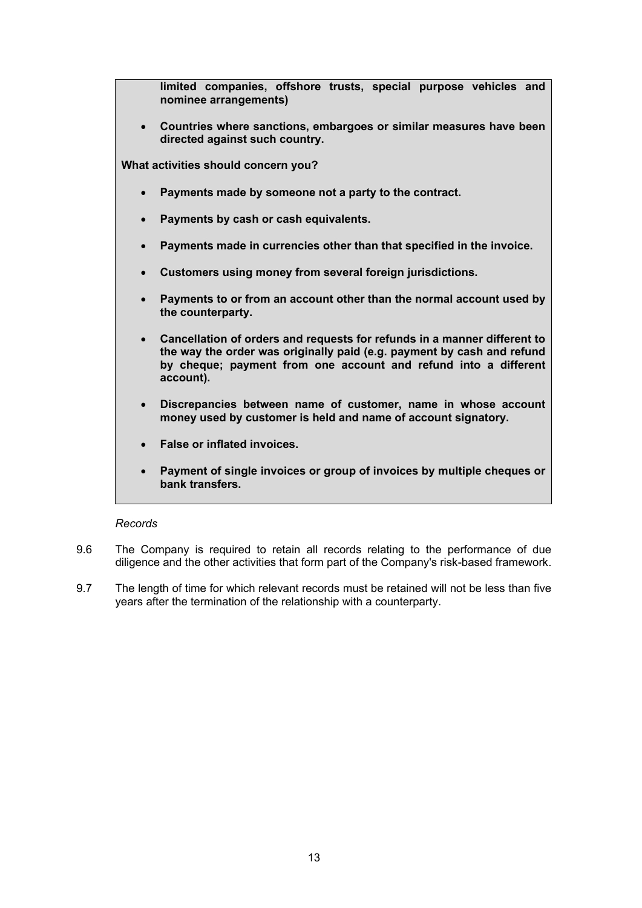**limited companies, offshore trusts, special purpose vehicles and nominee arrangements)**

- **Countries where sanctions, embargoes or similar measures have been directed against such country.**

**What activities should concern you?**

- **Payments made by someone not a party to the contract.**
- **Payments by cash or cash equivalents.**
- **Payments made in currencies other than that specified in the invoice.**
- **Customers using money from several foreign jurisdictions.**
- **Payments to or from an account other than the normal account used by the counterparty.**
- **Cancellation of orders and requests for refunds in a manner different to the way the order was originally paid (e.g. payment by cash and refund by cheque; payment from one account and refund into a different account).**
- **Discrepancies between name of customer, name in whose account money used by customer is held and name of account signatory.**
- **False or inflated invoices.**
- **Payment of single invoices or group of invoices by multiple cheques or bank transfers.**

*Records*

9.6 The Company is required to retain all records relating to the performance of due diligence and the other activities that form part of the Company's risk-based framework.

9.7 The length of time for which relevant records must be retained will not be less than five years after the termination of the relationship with a counterparty.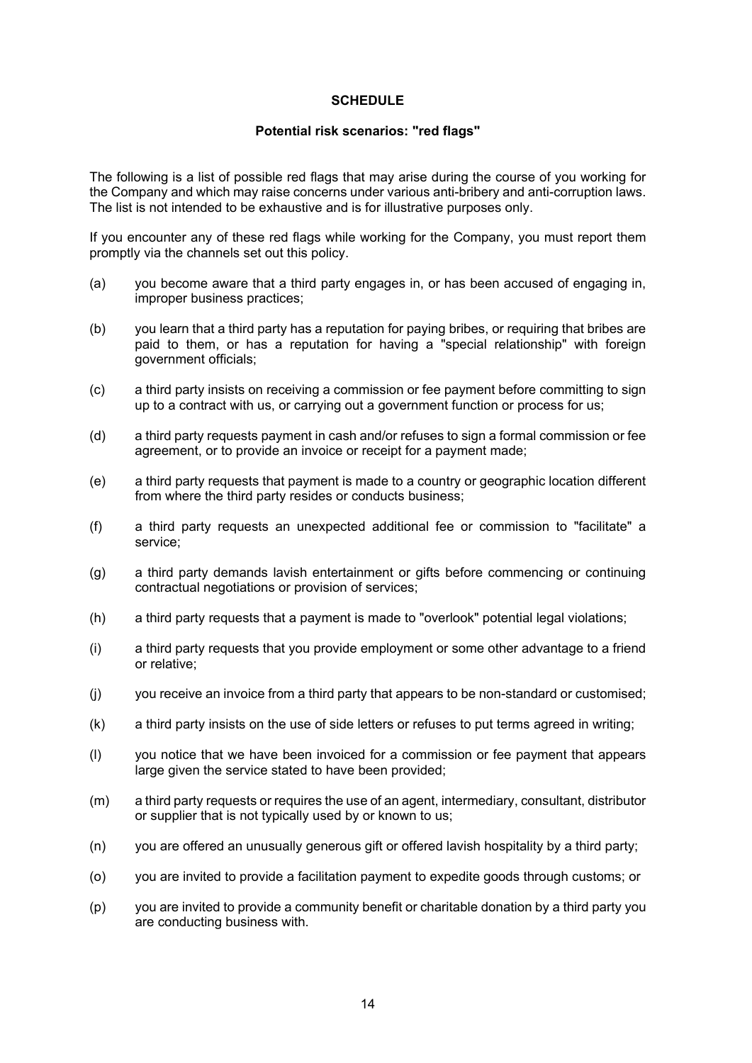# SCHEDULE

## Potential risk scenarios: "red flags"

The following is a list of possible red flags that may arise during the course of you working for the Company and which may raise concerns under various anti-bribery and anti-corruption laws. The list is not intended to be exhaustive and is for illustrative purposes only.

If you encounter any of these red flags while working for the Company, you must report them promptly via the channels set out this policy.

(a) you become aware that a third party engages in, or has been accused of engaging in, improper business practices;

(b) you learn that a third party has a reputation for paying bribes, or requiring that bribes are paid to them, or has a reputation for having a "special relationship" with foreign government officials;

(c) a third party insists on receiving a commission or fee payment before committing to sign up to a contract with us, or carrying out a government function or process for us;

(d) a third party requests payment in cash and/or refuses to sign a formal commission or fee agreement, or to provide an invoice or receipt for a payment made;

(e) a third party requests that payment is made to a country or geographic location different from where the third party resides or conducts business;

(f) a third party requests an unexpected additional fee or commission to "facilitate" a service;

(g) a third party demands lavish entertainment or gifts before commencing or continuing contractual negotiations or provision of services;

(h) a third party requests that a payment is made to "overlook" potential legal violations;

(i) a third party requests that you provide employment or some other advantage to a friend or relative;

(j) you receive an invoice from a third party that appears to be non-standard or customised;

(k) a third party insists on the use of side letters or refuses to put terms agreed in writing;

(l) you notice that we have been invoiced for a commission or fee payment that appears large given the service stated to have been provided;

(m) a third party requests or requires the use of an agent, intermediary, consultant, distributor or supplier that is not typically used by or known to us;

(n) you are offered an unusually generous gift or offered lavish hospitality by a third party;

(o) you are invited to provide a facilitation payment to expedite goods through customs; or

(p) you are invited to provide a community benefit or charitable donation by a third party you are conducting business with.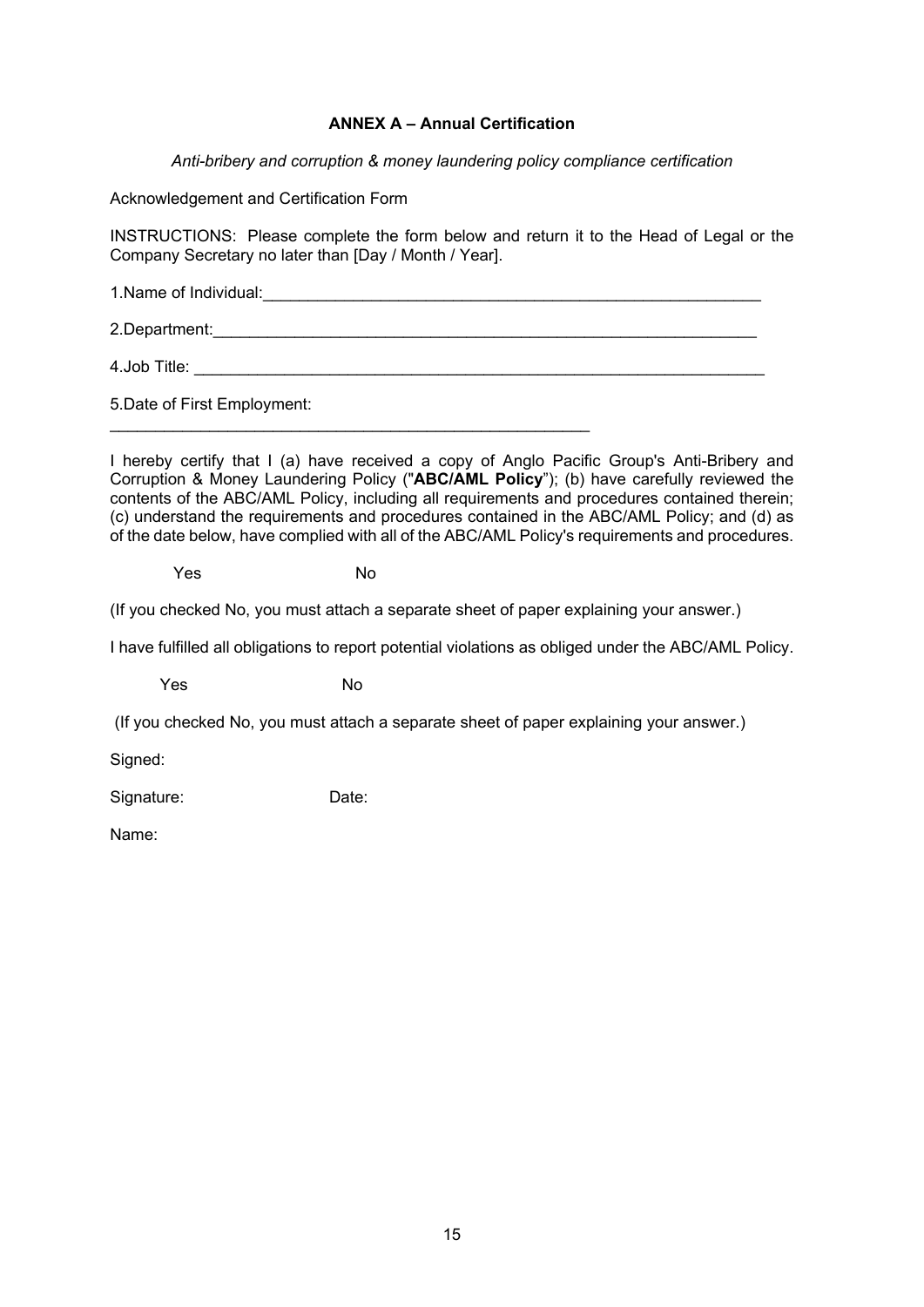**ANNEX A – Annual Certification**

*Anti-bribery and corruption & money laundering policy compliance certification*

Acknowledgement and Certification Form

INSTRUCTIONS: Please complete the form below and return it to the Head of Legal or the Company Secretary no later than [Day / Month / Year].

1.Name of Individual:_______________________________________________________

2.Department:___________________________________________________________

4.Job Title: ______________________________________________________________

5.Date of First Employment:

_____________________________________________________

I hereby certify that I (a) have received a copy of Anglo Pacific Group's Anti-Bribery and Corruption & Money Laundering Policy ("**ABC/AML Policy**"); (b) have carefully reviewed the contents of the ABC/AML Policy, including all requirements and procedures contained therein; (c) understand the requirements and procedures contained in the ABC/AML Policy; and (d) as of the date below, have complied with all of the ABC/AML Policy's requirements and procedures.

Yes No

(If you checked No, you must attach a separate sheet of paper explaining your answer.)

I have fulfilled all obligations to report potential violations as obliged under the ABC/AML Policy.

Yes No

(If you checked No, you must attach a separate sheet of paper explaining your answer.)

Signed:

Signature: Date:

Name: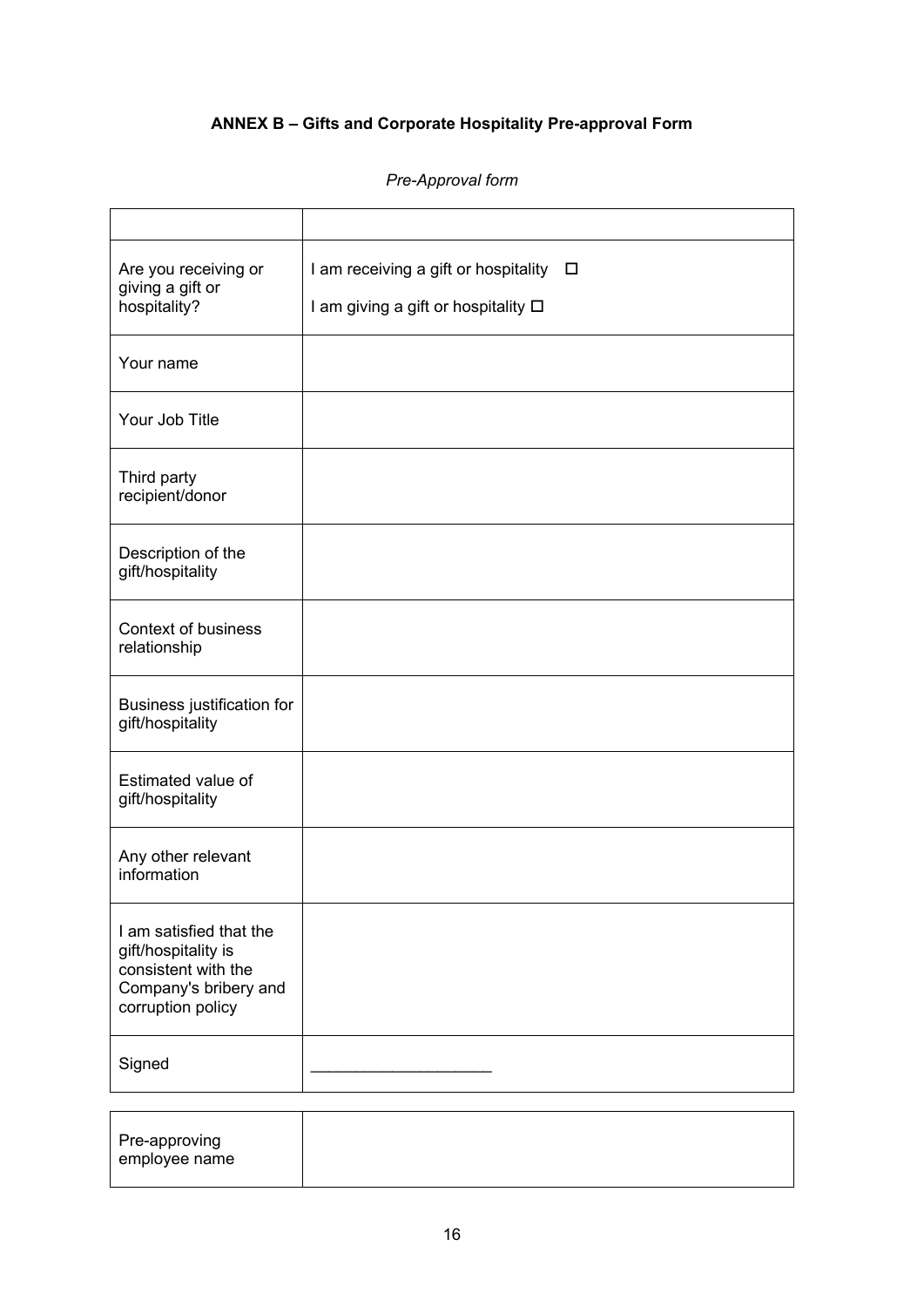**ANNEX B – Gifts and Corporate Hospitality Pre-approval Form**

*Pre-Approval form*

| | |
|---|---|
| Are you receiving or giving a gift or hospitality? | I am receiving a gift or hospitality ☐<br>I am giving a gift or hospitality ☐ |
| Your name | |
| Your Job Title | |
| Third party recipient/donor | |
| Description of the gift/hospitality | |
| Context of business relationship | |
| Business justification for gift/hospitality | |
| Estimated value of gift/hospitality | |
| Any other relevant information | |
| I am satisfied that the gift/hospitality is consistent with the Company's bribery and corruption policy | |
| Signed | ____________________ |

| | |
|---|---|
| Pre-approving employee name | |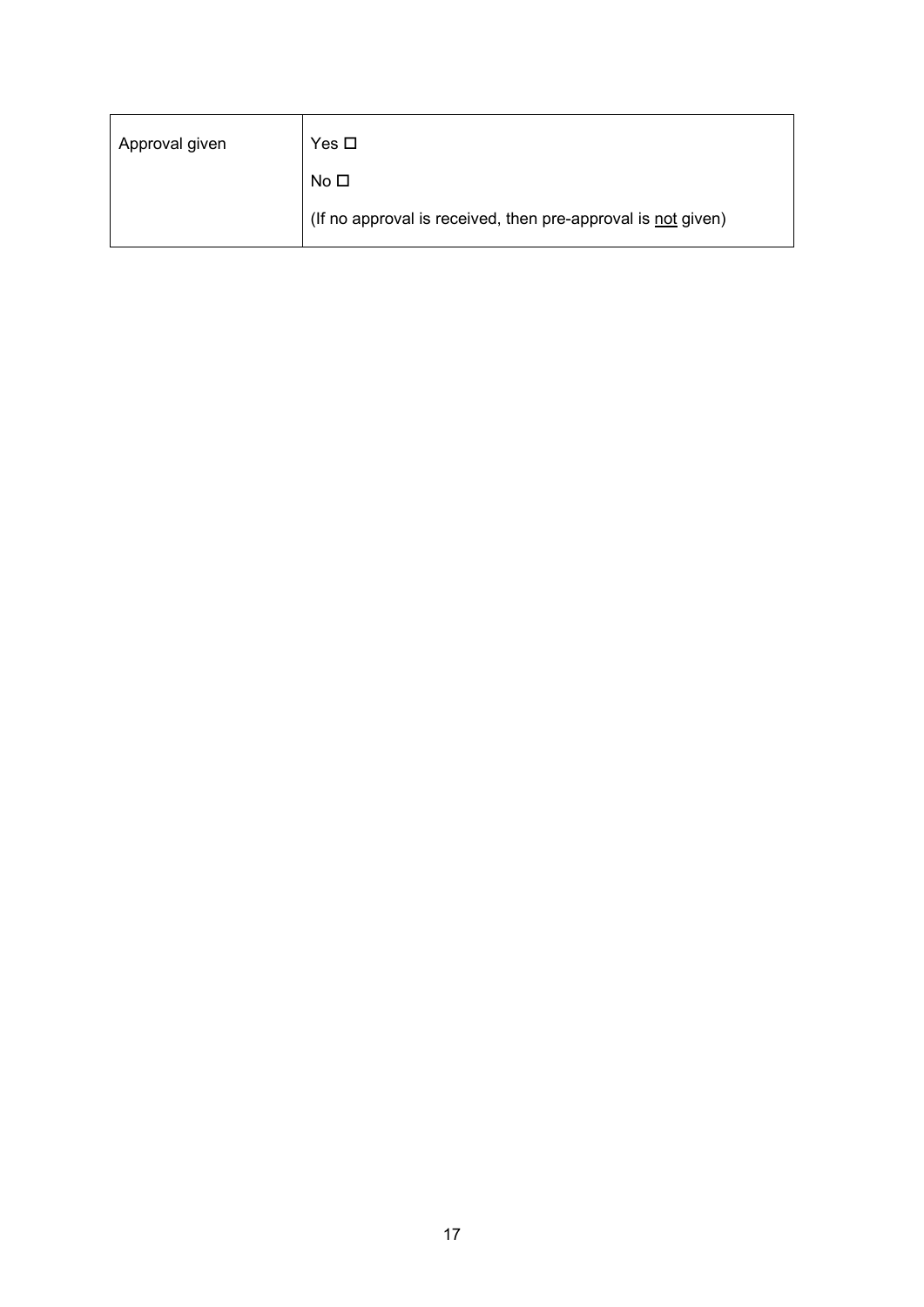| Approval given | Yes ☐<br>No ☐<br>(If no approval is received, then pre-approval is <u>not</u> given) |
|---|---|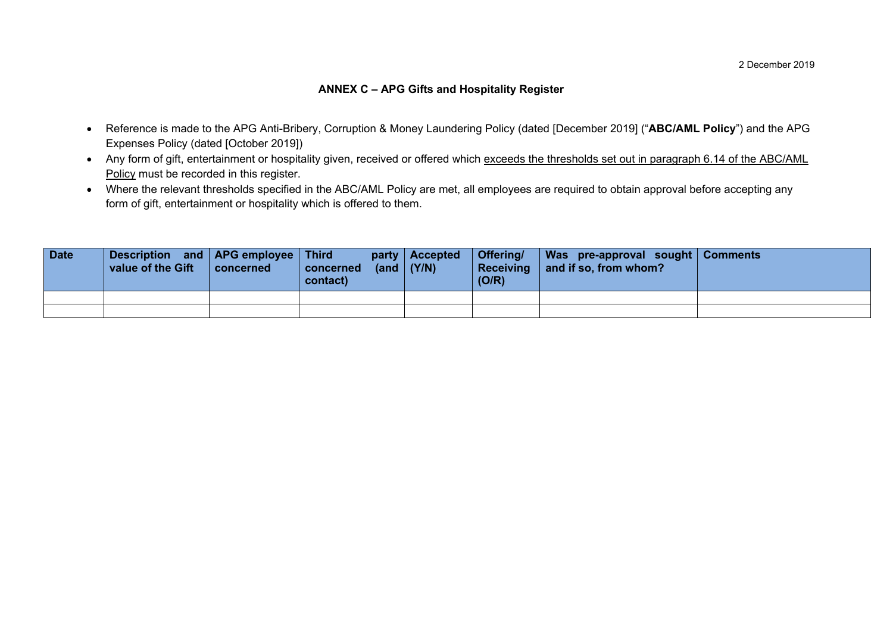2 December 2019

## ANNEX C – APG Gifts and Hospitality Register

- Reference is made to the APG Anti-Bribery, Corruption & Money Laundering Policy (dated [December 2019] ("**ABC/AML Policy**") and the APG Expenses Policy (dated [October 2019])
- Any form of gift, entertainment or hospitality given, received or offered which exceeds the thresholds set out in paragraph 6.14 of the ABC/AML Policy must be recorded in this register.
- Where the relevant thresholds specified in the ABC/AML Policy are met, all employees are required to obtain approval before accepting any form of gift, entertainment or hospitality which is offered to them.

| Date | Description and value of the Gift | APG employee concerned | Third party concerned (and contact) | Accepted (Y/N) | Offering/ Receiving (O/R) | Was pre-approval sought and if so, from whom? | Comments |
|---|---|---|---|---|---|---|---|
| | | | | | | | |
| | | | | | | | |